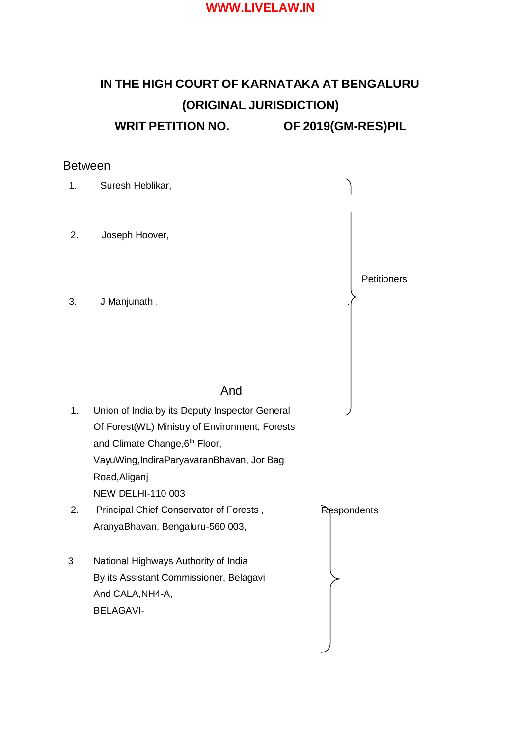# IN THE HIGH COURT OF KARNATAKA AT BENGALURU

## (ORIGINAL JURISDICTION)

## WRIT PETITION NO. OF 2019(GM-RES)PIL

Between

1. Suresh Heblikar,

2. Joseph Hoover,

3. J Manjunath ,

Petitioners

And

1. Union of India by its Deputy Inspector General Of Forest(WL) Ministry of Environment, Forests and Climate Change,6th Floor, VayuWing,IndiraParyavaranBhavan, Jor Bag Road,Aliganj NEW DELHI-110 003

2. Principal Chief Conservator of Forests , AranyaBhavan, Bengaluru-560 003,

3. National Highways Authority of India By its Assistant Commissioner, Belagavi And CALA,NH4-A, BELAGAVI-

Respondents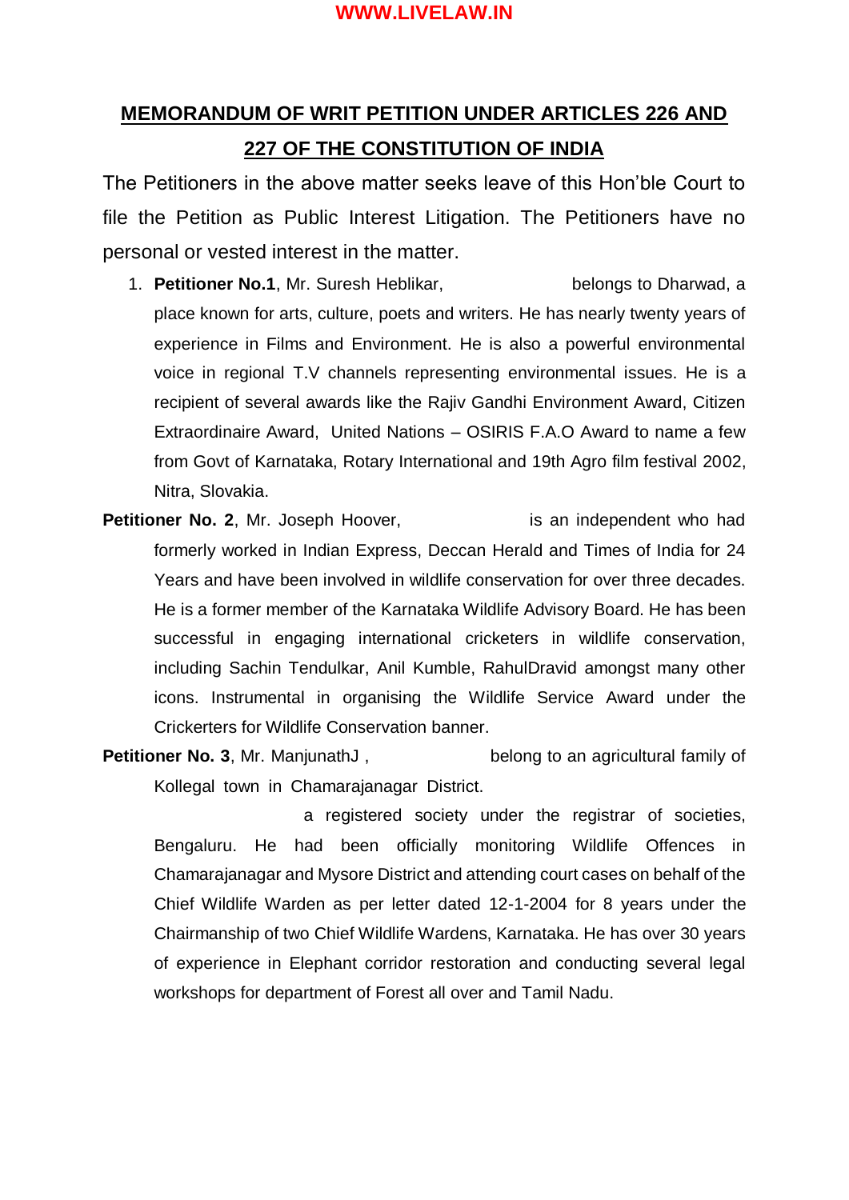## MEMORANDUM OF WRIT PETITION UNDER ARTICLES 226 AND 227 OF THE CONSTITUTION OF INDIA

The Petitioners in the above matter seeks leave of this Hon'ble Court to file the Petition as Public Interest Litigation. The Petitioners have no personal or vested interest in the matter.

1. **Petitioner No.1**, Mr. Suresh Heblikar, belongs to Dharwad, a place known for arts, culture, poets and writers. He has nearly twenty years of experience in Films and Environment. He is also a powerful environmental voice in regional T.V channels representing environmental issues. He is a recipient of several awards like the Rajiv Gandhi Environment Award, Citizen Extraordinaire Award, United Nations – OSIRIS F.A.O Award to name a few from Govt of Karnataka, Rotary International and 19th Agro film festival 2002, Nitra, Slovakia.

**Petitioner No. 2**, Mr. Joseph Hoover, is an independent who had formerly worked in Indian Express, Deccan Herald and Times of India for 24 Years and have been involved in wildlife conservation for over three decades. He is a former member of the Karnataka Wildlife Advisory Board. He has been successful in engaging international cricketers in wildlife conservation, including Sachin Tendulkar, Anil Kumble, RahulDravid amongst many other icons. Instrumental in organising the Wildlife Service Award under the Crickerters for Wildlife Conservation banner.

**Petitioner No. 3**, Mr. ManjunathJ , belong to an agricultural family of Kollegal town in Chamarajanagar District.

a registered society under the registrar of societies, Bengaluru. He had been officially monitoring Wildlife Offences in Chamarajanagar and Mysore District and attending court cases on behalf of the Chief Wildlife Warden as per letter dated 12-1-2004 for 8 years under the Chairmanship of two Chief Wildlife Wardens, Karnataka. He has over 30 years of experience in Elephant corridor restoration and conducting several legal workshops for department of Forest all over and Tamil Nadu.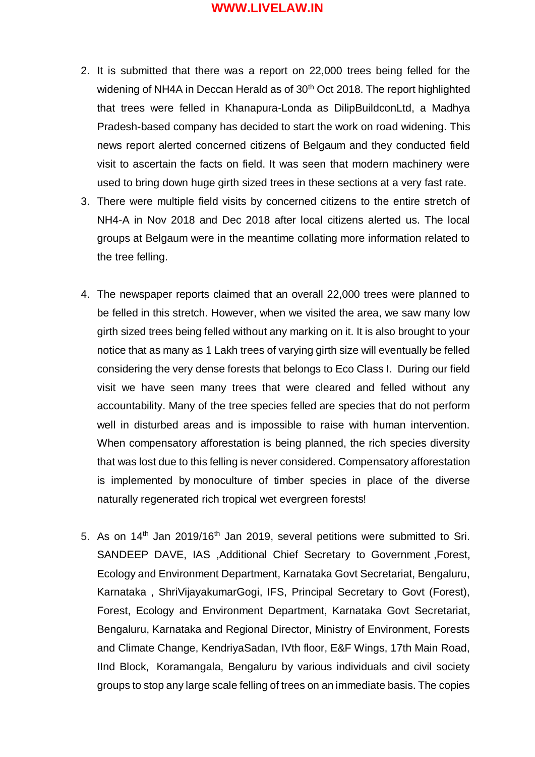2. It is submitted that there was a report on 22,000 trees being felled for the widening of NH4A in Deccan Herald as of 30th Oct 2018. The report highlighted that trees were felled in Khanapura-Londa as DilipBuildconLtd, a Madhya Pradesh-based company has decided to start the work on road widening. This news report alerted concerned citizens of Belgaum and they conducted field visit to ascertain the facts on field. It was seen that modern machinery were used to bring down huge girth sized trees in these sections at a very fast rate.
3. There were multiple field visits by concerned citizens to the entire stretch of NH4-A in Nov 2018 and Dec 2018 after local citizens alerted us. The local groups at Belgaum were in the meantime collating more information related to the tree felling.
4. The newspaper reports claimed that an overall 22,000 trees were planned to be felled in this stretch. However, when we visited the area, we saw many low girth sized trees being felled without any marking on it. It is also brought to your notice that as many as 1 Lakh trees of varying girth size will eventually be felled considering the very dense forests that belongs to Eco Class I. During our field visit we have seen many trees that were cleared and felled without any accountability. Many of the tree species felled are species that do not perform well in disturbed areas and is impossible to raise with human intervention. When compensatory afforestation is being planned, the rich species diversity that was lost due to this felling is never considered. Compensatory afforestation is implemented by monoculture of timber species in place of the diverse naturally regenerated rich tropical wet evergreen forests!
5. As on 14th Jan 2019/16th Jan 2019, several petitions were submitted to Sri. SANDEEP DAVE, IAS ,Additional Chief Secretary to Government ,Forest, Ecology and Environment Department, Karnataka Govt Secretariat, Bengaluru, Karnataka , ShriVijayakumarGogi, IFS, Principal Secretary to Govt (Forest), Forest, Ecology and Environment Department, Karnataka Govt Secretariat, Bengaluru, Karnataka and Regional Director, Ministry of Environment, Forests and Climate Change, KendriyaSadan, IVth floor, E&F Wings, 17th Main Road, IInd Block, Koramangala, Bengaluru by various individuals and civil society groups to stop any large scale felling of trees on an immediate basis. The copies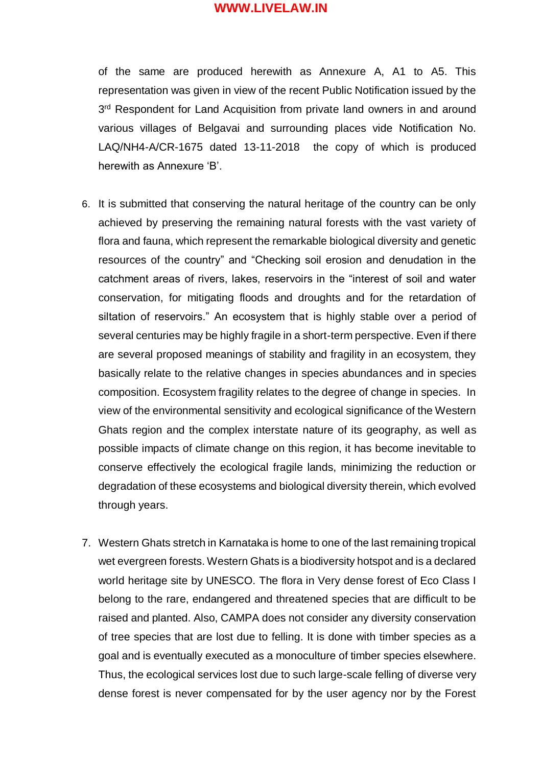of the same are produced herewith as Annexure A, A1 to A5. This representation was given in view of the recent Public Notification issued by the 3rd Respondent for Land Acquisition from private land owners in and around various villages of Belgavai and surrounding places vide Notification No. LAQ/NH4-A/CR-1675 dated 13-11-2018 the copy of which is produced herewith as Annexure 'B'.

6. It is submitted that conserving the natural heritage of the country can be only achieved by preserving the remaining natural forests with the vast variety of flora and fauna, which represent the remarkable biological diversity and genetic resources of the country" and "Checking soil erosion and denudation in the catchment areas of rivers, lakes, reservoirs in the "interest of soil and water conservation, for mitigating floods and droughts and for the retardation of siltation of reservoirs." An ecosystem that is highly stable over a period of several centuries may be highly fragile in a short-term perspective. Even if there are several proposed meanings of stability and fragility in an ecosystem, they basically relate to the relative changes in species abundances and in species composition. Ecosystem fragility relates to the degree of change in species. In view of the environmental sensitivity and ecological significance of the Western Ghats region and the complex interstate nature of its geography, as well as possible impacts of climate change on this region, it has become inevitable to conserve effectively the ecological fragile lands, minimizing the reduction or degradation of these ecosystems and biological diversity therein, which evolved through years.

7. Western Ghats stretch in Karnataka is home to one of the last remaining tropical wet evergreen forests. Western Ghats is a biodiversity hotspot and is a declared world heritage site by UNESCO. The flora in Very dense forest of Eco Class I belong to the rare, endangered and threatened species that are difficult to be raised and planted. Also, CAMPA does not consider any diversity conservation of tree species that are lost due to felling. It is done with timber species as a goal and is eventually executed as a monoculture of timber species elsewhere. Thus, the ecological services lost due to such large-scale felling of diverse very dense forest is never compensated for by the user agency nor by the Forest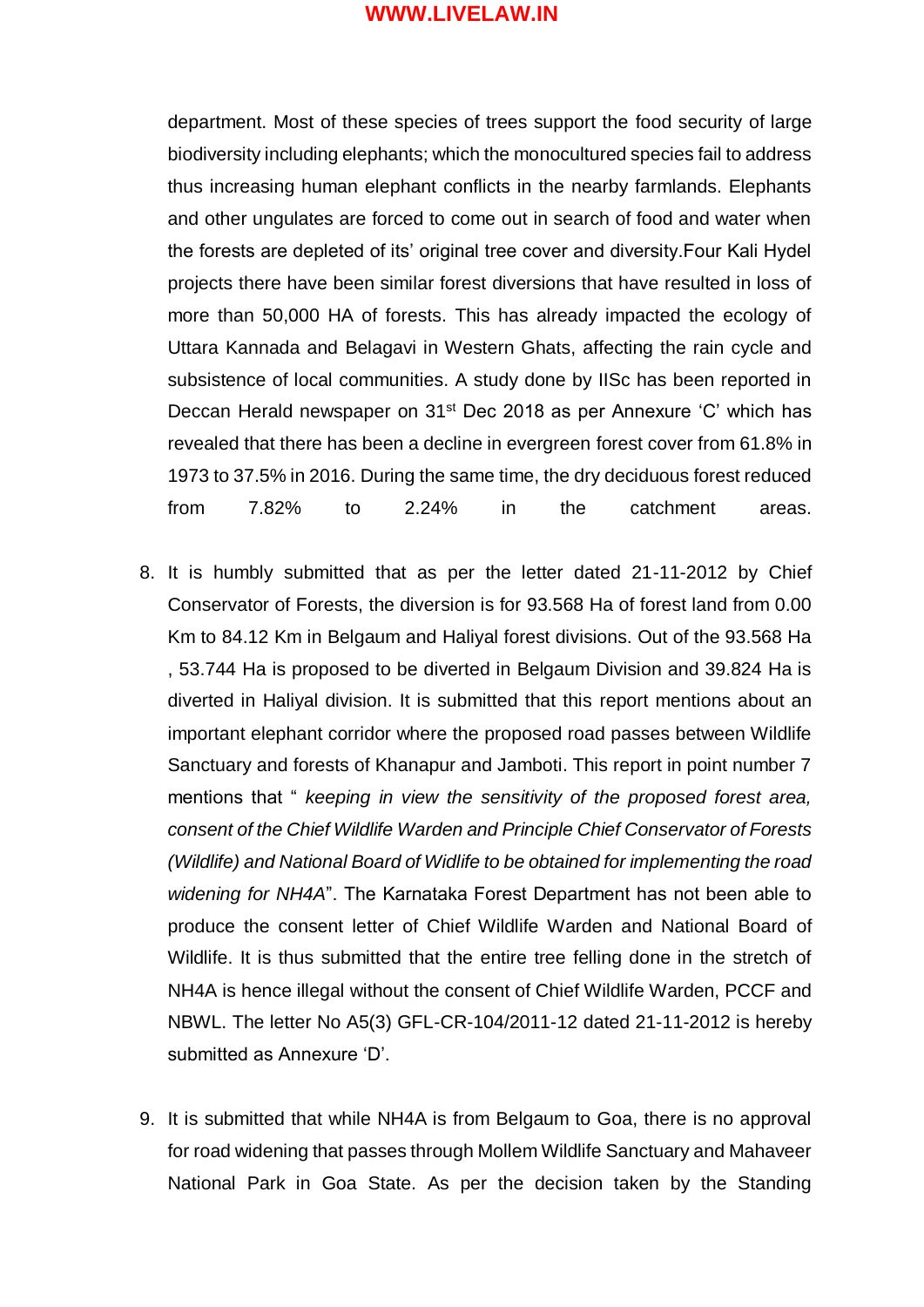department. Most of these species of trees support the food security of large biodiversity including elephants; which the monocultured species fail to address thus increasing human elephant conflicts in the nearby farmlands. Elephants and other ungulates are forced to come out in search of food and water when the forests are depleted of its' original tree cover and diversity.Four Kali Hydel projects there have been similar forest diversions that have resulted in loss of more than 50,000 HA of forests. This has already impacted the ecology of Uttara Kannada and Belagavi in Western Ghats, affecting the rain cycle and subsistence of local communities. A study done by IISc has been reported in Deccan Herald newspaper on 31st Dec 2018 as per Annexure 'C' which has revealed that there has been a decline in evergreen forest cover from 61.8% in 1973 to 37.5% in 2016. During the same time, the dry deciduous forest reduced from 7.82% to 2.24% in the catchment areas.

8. It is humbly submitted that as per the letter dated 21-11-2012 by Chief Conservator of Forests, the diversion is for 93.568 Ha of forest land from 0.00 Km to 84.12 Km in Belgaum and Haliyal forest divisions. Out of the 93.568 Ha , 53.744 Ha is proposed to be diverted in Belgaum Division and 39.824 Ha is diverted in Haliyal division. It is submitted that this report mentions about an important elephant corridor where the proposed road passes between Wildlife Sanctuary and forests of Khanapur and Jamboti. This report in point number 7 mentions that " *keeping in view the sensitivity of the proposed forest area, consent of the Chief Wildlife Warden and Principle Chief Conservator of Forests (Wildlife) and National Board of Widlife to be obtained for implementing the road widening for NH4A*". The Karnataka Forest Department has not been able to produce the consent letter of Chief Wildlife Warden and National Board of Wildlife. It is thus submitted that the entire tree felling done in the stretch of NH4A is hence illegal without the consent of Chief Wildlife Warden, PCCF and NBWL. The letter No A5(3) GFL-CR-104/2011-12 dated 21-11-2012 is hereby submitted as Annexure 'D'.

9. It is submitted that while NH4A is from Belgaum to Goa, there is no approval for road widening that passes through Mollem Wildlife Sanctuary and Mahaveer National Park in Goa State. As per the decision taken by the Standing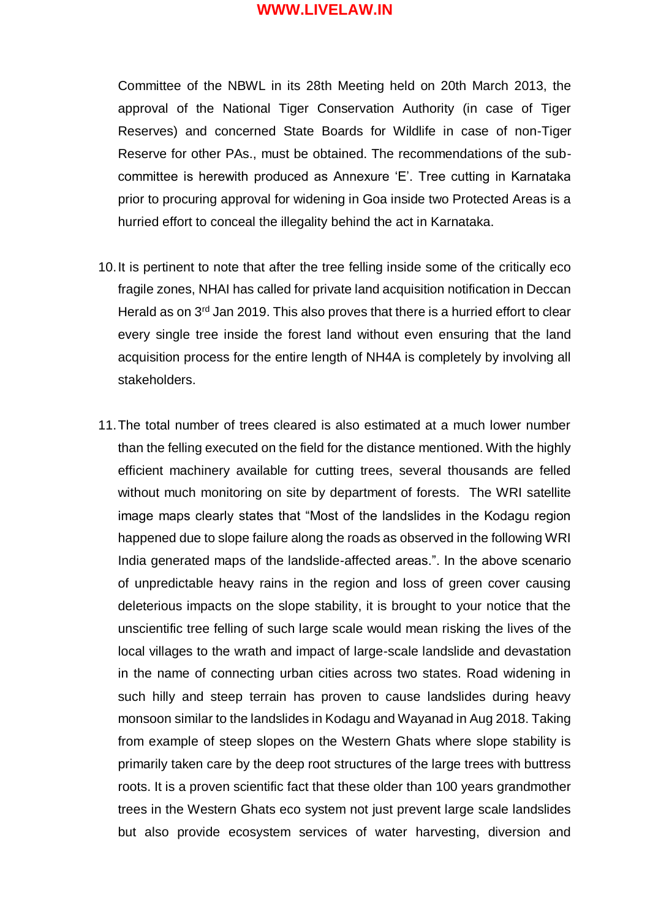Committee of the NBWL in its 28th Meeting held on 20th March 2013, the approval of the National Tiger Conservation Authority (in case of Tiger Reserves) and concerned State Boards for Wildlife in case of non-Tiger Reserve for other PAs., must be obtained. The recommendations of the sub-committee is herewith produced as Annexure 'E'. Tree cutting in Karnataka prior to procuring approval for widening in Goa inside two Protected Areas is a hurried effort to conceal the illegality behind the act in Karnataka.

10. It is pertinent to note that after the tree felling inside some of the critically eco fragile zones, NHAI has called for private land acquisition notification in Deccan Herald as on 3rd Jan 2019. This also proves that there is a hurried effort to clear every single tree inside the forest land without even ensuring that the land acquisition process for the entire length of NH4A is completely by involving all stakeholders.

11. The total number of trees cleared is also estimated at a much lower number than the felling executed on the field for the distance mentioned. With the highly efficient machinery available for cutting trees, several thousands are felled without much monitoring on site by department of forests. The WRI satellite image maps clearly states that "Most of the landslides in the Kodagu region happened due to slope failure along the roads as observed in the following WRI India generated maps of the landslide-affected areas.". In the above scenario of unpredictable heavy rains in the region and loss of green cover causing deleterious impacts on the slope stability, it is brought to your notice that the unscientific tree felling of such large scale would mean risking the lives of the local villages to the wrath and impact of large-scale landslide and devastation in the name of connecting urban cities across two states. Road widening in such hilly and steep terrain has proven to cause landslides during heavy monsoon similar to the landslides in Kodagu and Wayanad in Aug 2018. Taking from example of steep slopes on the Western Ghats where slope stability is primarily taken care by the deep root structures of the large trees with buttress roots. It is a proven scientific fact that these older than 100 years grandmother trees in the Western Ghats eco system not just prevent large scale landslides but also provide ecosystem services of water harvesting, diversion and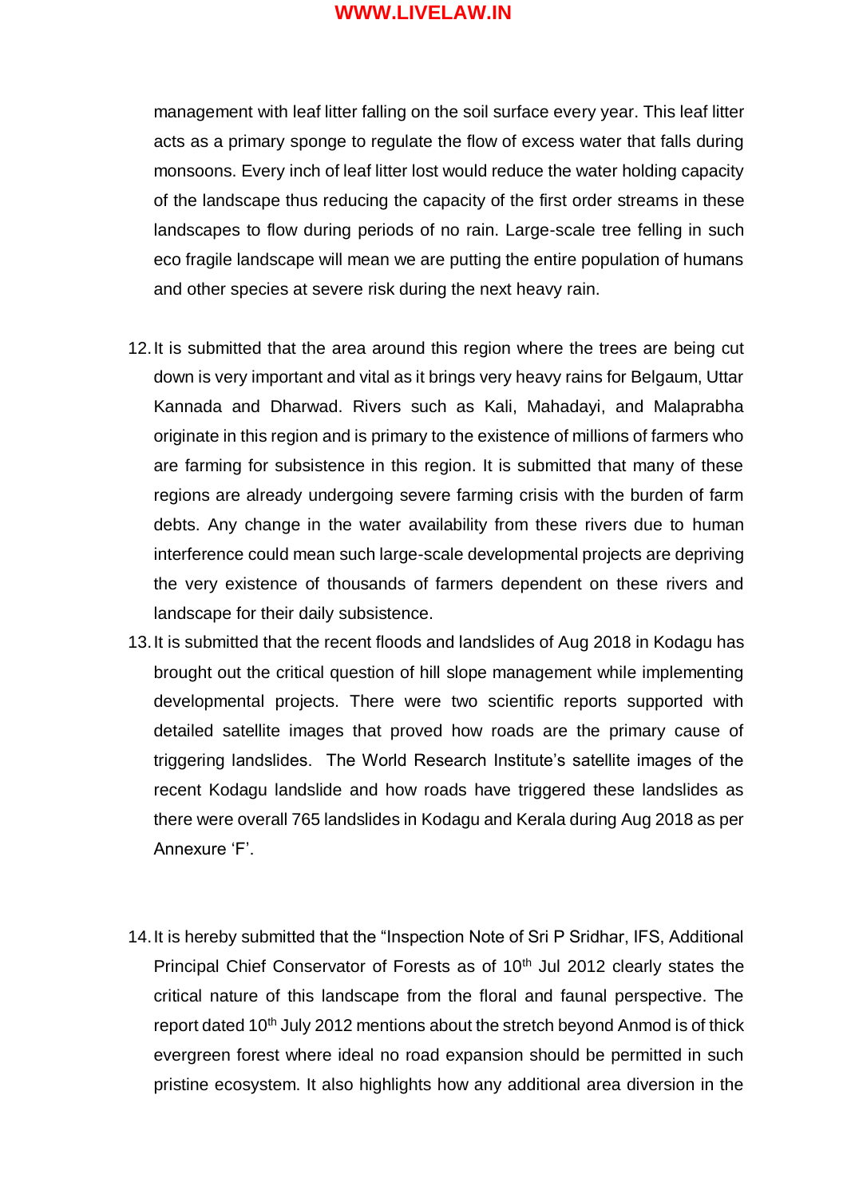management with leaf litter falling on the soil surface every year. This leaf litter acts as a primary sponge to regulate the flow of excess water that falls during monsoons. Every inch of leaf litter lost would reduce the water holding capacity of the landscape thus reducing the capacity of the first order streams in these landscapes to flow during periods of no rain. Large-scale tree felling in such eco fragile landscape will mean we are putting the entire population of humans and other species at severe risk during the next heavy rain.

12. It is submitted that the area around this region where the trees are being cut down is very important and vital as it brings very heavy rains for Belgaum, Uttar Kannada and Dharwad. Rivers such as Kali, Mahadayi, and Malaprabha originate in this region and is primary to the existence of millions of farmers who are farming for subsistence in this region. It is submitted that many of these regions are already undergoing severe farming crisis with the burden of farm debts. Any change in the water availability from these rivers due to human interference could mean such large-scale developmental projects are depriving the very existence of thousands of farmers dependent on these rivers and landscape for their daily subsistence.
13. It is submitted that the recent floods and landslides of Aug 2018 in Kodagu has brought out the critical question of hill slope management while implementing developmental projects. There were two scientific reports supported with detailed satellite images that proved how roads are the primary cause of triggering landslides. The World Research Institute's satellite images of the recent Kodagu landslide and how roads have triggered these landslides as there were overall 765 landslides in Kodagu and Kerala during Aug 2018 as per Annexure 'F'.

14. It is hereby submitted that the "Inspection Note of Sri P Sridhar, IFS, Additional Principal Chief Conservator of Forests as of 10th Jul 2012 clearly states the critical nature of this landscape from the floral and faunal perspective. The report dated 10th July 2012 mentions about the stretch beyond Anmod is of thick evergreen forest where ideal no road expansion should be permitted in such pristine ecosystem. It also highlights how any additional area diversion in the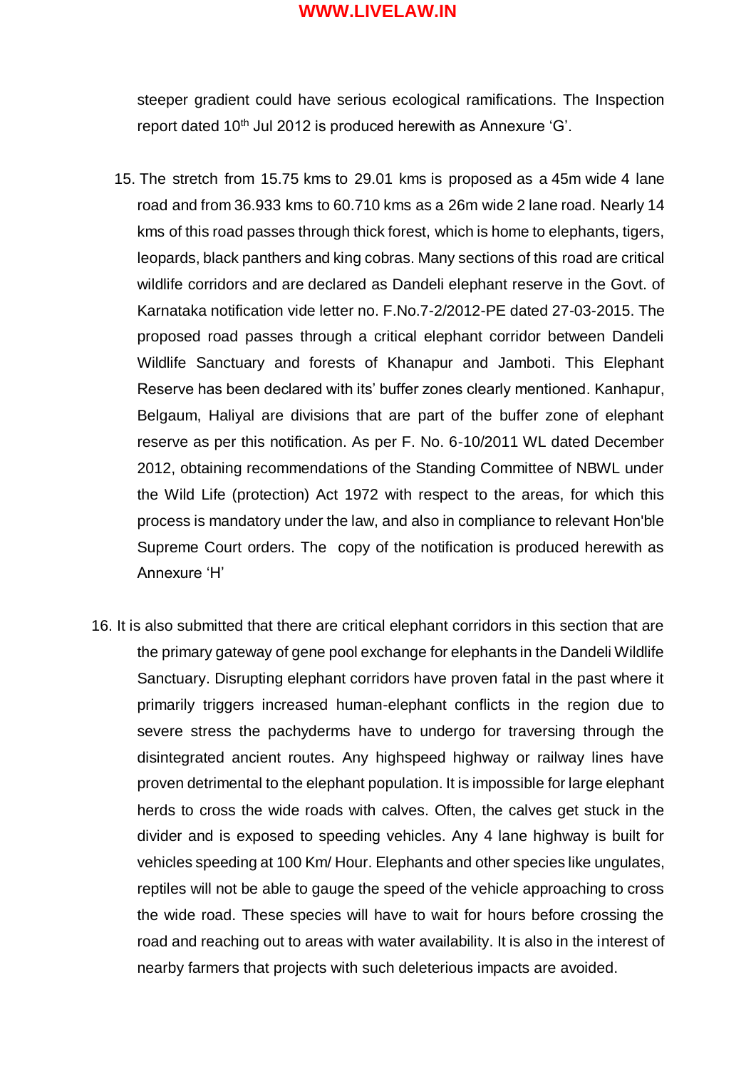steeper gradient could have serious ecological ramifications. The Inspection report dated 10th Jul 2012 is produced herewith as Annexure 'G'.

15. The stretch from 15.75 kms to 29.01 kms is proposed as a 45m wide 4 lane road and from 36.933 kms to 60.710 kms as a 26m wide 2 lane road. Nearly 14 kms of this road passes through thick forest, which is home to elephants, tigers, leopards, black panthers and king cobras. Many sections of this road are critical wildlife corridors and are declared as Dandeli elephant reserve in the Govt. of Karnataka notification vide letter no. F.No.7-2/2012-PE dated 27-03-2015. The proposed road passes through a critical elephant corridor between Dandeli Wildlife Sanctuary and forests of Khanapur and Jamboti. This Elephant Reserve has been declared with its' buffer zones clearly mentioned. Kanhapur, Belgaum, Haliyal are divisions that are part of the buffer zone of elephant reserve as per this notification. As per F. No. 6-10/2011 WL dated December 2012, obtaining recommendations of the Standing Committee of NBWL under the Wild Life (protection) Act 1972 with respect to the areas, for which this process is mandatory under the law, and also in compliance to relevant Hon'ble Supreme Court orders. The copy of the notification is produced herewith as Annexure 'H'

16. It is also submitted that there are critical elephant corridors in this section that are the primary gateway of gene pool exchange for elephants in the Dandeli Wildlife Sanctuary. Disrupting elephant corridors have proven fatal in the past where it primarily triggers increased human-elephant conflicts in the region due to severe stress the pachyderms have to undergo for traversing through the disintegrated ancient routes. Any highspeed highway or railway lines have proven detrimental to the elephant population. It is impossible for large elephant herds to cross the wide roads with calves. Often, the calves get stuck in the divider and is exposed to speeding vehicles. Any 4 lane highway is built for vehicles speeding at 100 Km/ Hour. Elephants and other species like ungulates, reptiles will not be able to gauge the speed of the vehicle approaching to cross the wide road. These species will have to wait for hours before crossing the road and reaching out to areas with water availability. It is also in the interest of nearby farmers that projects with such deleterious impacts are avoided.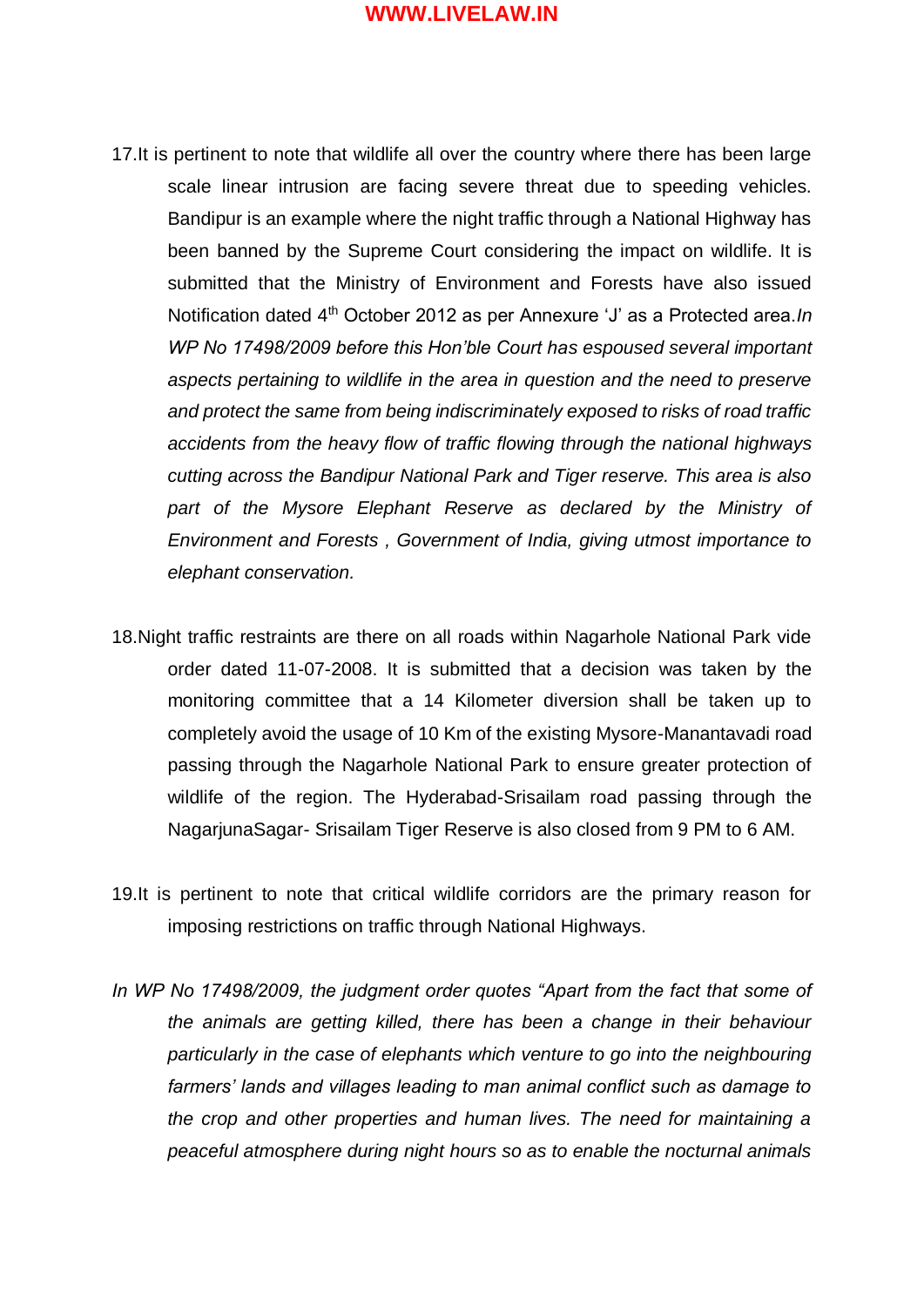17. It is pertinent to note that wildlife all over the country where there has been large scale linear intrusion are facing severe threat due to speeding vehicles. Bandipur is an example where the night traffic through a National Highway has been banned by the Supreme Court considering the impact on wildlife. It is submitted that the Ministry of Environment and Forests have also issued Notification dated 4th October 2012 as per Annexure 'J' as a Protected area. *In WP No 17498/2009 before this Hon'ble Court has espoused several important aspects pertaining to wildlife in the area in question and the need to preserve and protect the same from being indiscriminately exposed to risks of road traffic accidents from the heavy flow of traffic flowing through the national highways cutting across the Bandipur National Park and Tiger reserve. This area is also part of the Mysore Elephant Reserve as declared by the Ministry of Environment and Forests , Government of India, giving utmost importance to elephant conservation.*

18. Night traffic restraints are there on all roads within Nagarhole National Park vide order dated 11-07-2008. It is submitted that a decision was taken by the monitoring committee that a 14 Kilometer diversion shall be taken up to completely avoid the usage of 10 Km of the existing Mysore-Manantavadi road passing through the Nagarhole National Park to ensure greater protection of wildlife of the region. The Hyderabad-Srisailam road passing through the NagarjunaSagar- Srisailam Tiger Reserve is also closed from 9 PM to 6 AM.

19. It is pertinent to note that critical wildlife corridors are the primary reason for imposing restrictions on traffic through National Highways.

*In WP No 17498/2009, the judgment order quotes "Apart from the fact that some of the animals are getting killed, there has been a change in their behaviour particularly in the case of elephants which venture to go into the neighbouring farmers' lands and villages leading to man animal conflict such as damage to the crop and other properties and human lives. The need for maintaining a peaceful atmosphere during night hours so as to enable the nocturnal animals*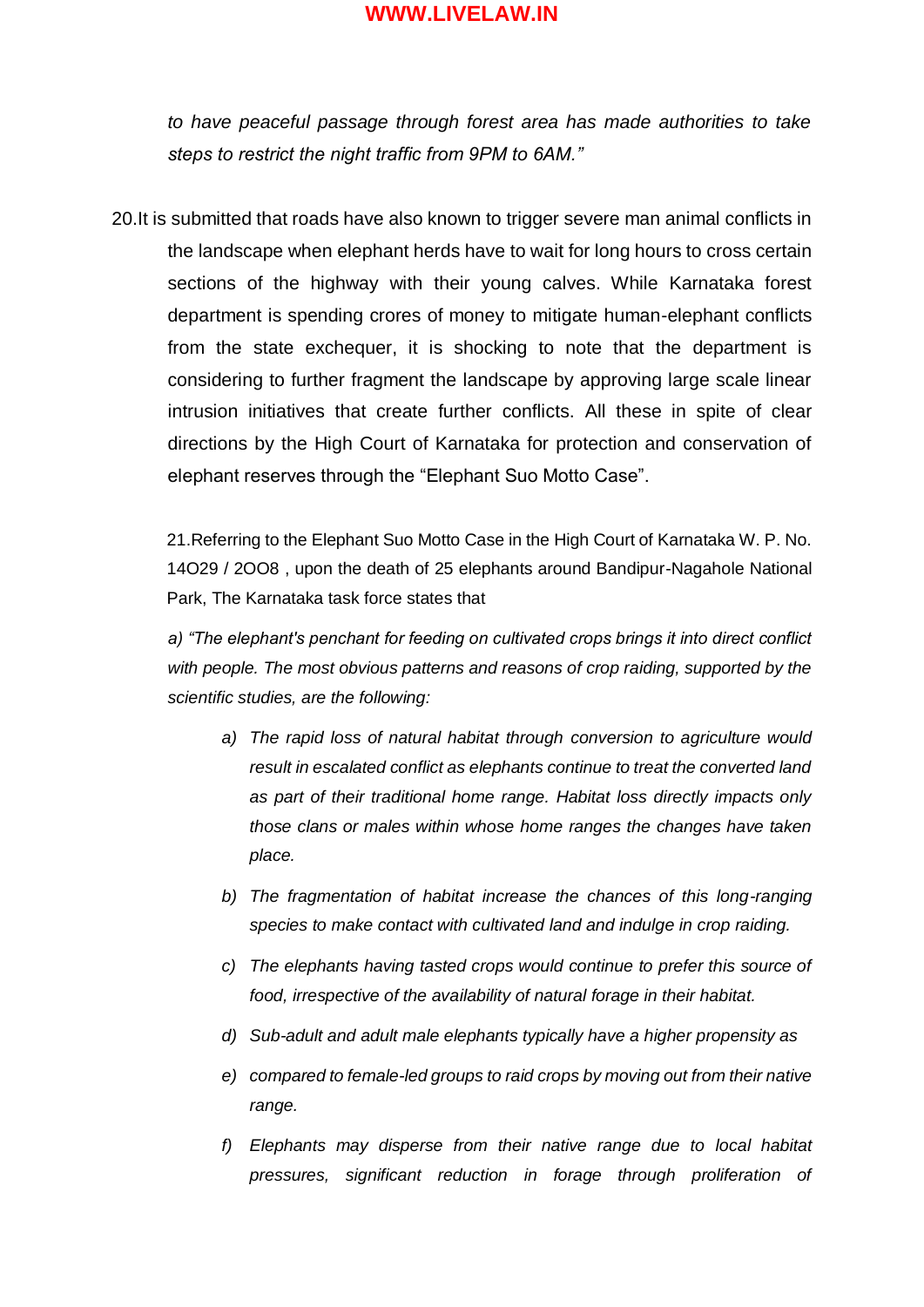*to have peaceful passage through forest area has made authorities to take steps to restrict the night traffic from 9PM to 6AM."*

20. It is submitted that roads have also known to trigger severe man animal conflicts in the landscape when elephant herds have to wait for long hours to cross certain sections of the highway with their young calves. While Karnataka forest department is spending crores of money to mitigate human-elephant conflicts from the state exchequer, it is shocking to note that the department is considering to further fragment the landscape by approving large scale linear intrusion initiatives that create further conflicts. All these in spite of clear directions by the High Court of Karnataka for protection and conservation of elephant reserves through the "Elephant Suo Motto Case".

21. Referring to the Elephant Suo Motto Case in the High Court of Karnataka W. P. No. 14O29 / 2OO8 , upon the death of 25 elephants around Bandipur-Nagahole National Park, The Karnataka task force states that

*a) "The elephant's penchant for feeding on cultivated crops brings it into direct conflict with people. The most obvious patterns and reasons of crop raiding, supported by the scientific studies, are the following:*

- *a) The rapid loss of natural habitat through conversion to agriculture would result in escalated conflict as elephants continue to treat the converted land as part of their traditional home range. Habitat loss directly impacts only those clans or males within whose home ranges the changes have taken place.*
- *b) The fragmentation of habitat increase the chances of this long-ranging species to make contact with cultivated land and indulge in crop raiding.*
- *c) The elephants having tasted crops would continue to prefer this source of food, irrespective of the availability of natural forage in their habitat.*
- *d) Sub-adult and adult male elephants typically have a higher propensity as*
- *e) compared to female-led groups to raid crops by moving out from their native range.*
- *f) Elephants may disperse from their native range due to local habitat pressures, significant reduction in forage through proliferation of*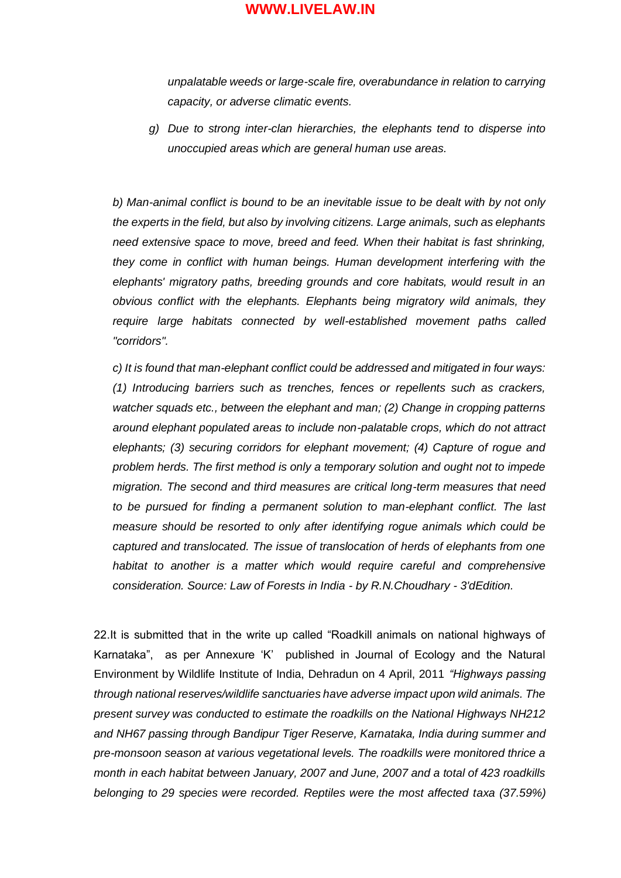*unpalatable weeds or large-scale fire, overabundance in relation to carrying capacity, or adverse climatic events.*

*g) Due to strong inter-clan hierarchies, the elephants tend to disperse into unoccupied areas which are general human use areas.*

*b) Man-animal conflict is bound to be an inevitable issue to be dealt with by not only the experts in the field, but also by involving citizens. Large animals, such as elephants need extensive space to move, breed and feed. When their habitat is fast shrinking, they come in conflict with human beings. Human development interfering with the elephants' migratory paths, breeding grounds and core habitats, would result in an obvious conflict with the elephants. Elephants being migratory wild animals, they require large habitats connected by well-established movement paths called "corridors".*

*c) It is found that man-elephant conflict could be addressed and mitigated in four ways: (1) Introducing barriers such as trenches, fences or repellents such as crackers, watcher squads etc., between the elephant and man; (2) Change in cropping patterns around elephant populated areas to include non-palatable crops, which do not attract elephants; (3) securing corridors for elephant movement; (4) Capture of rogue and problem herds. The first method is only a temporary solution and ought not to impede migration. The second and third measures are critical long-term measures that need to be pursued for finding a permanent solution to man-elephant conflict. The last measure should be resorted to only after identifying rogue animals which could be captured and translocated. The issue of translocation of herds of elephants from one habitat to another is a matter which would require careful and comprehensive consideration. Source: Law of Forests in India - by R.N.Choudhary - 3'dEdition.*

22.It is submitted that in the write up called "Roadkill animals on national highways of Karnataka", as per Annexure 'K' published in Journal of Ecology and the Natural Environment by Wildlife Institute of India, Dehradun on 4 April, 2011 *"Highways passing through national reserves/wildlife sanctuaries have adverse impact upon wild animals. The present survey was conducted to estimate the roadkills on the National Highways NH212 and NH67 passing through Bandipur Tiger Reserve, Karnataka, India during summer and pre-monsoon season at various vegetational levels. The roadkills were monitored thrice a month in each habitat between January, 2007 and June, 2007 and a total of 423 roadkills belonging to 29 species were recorded. Reptiles were the most affected taxa (37.59%)*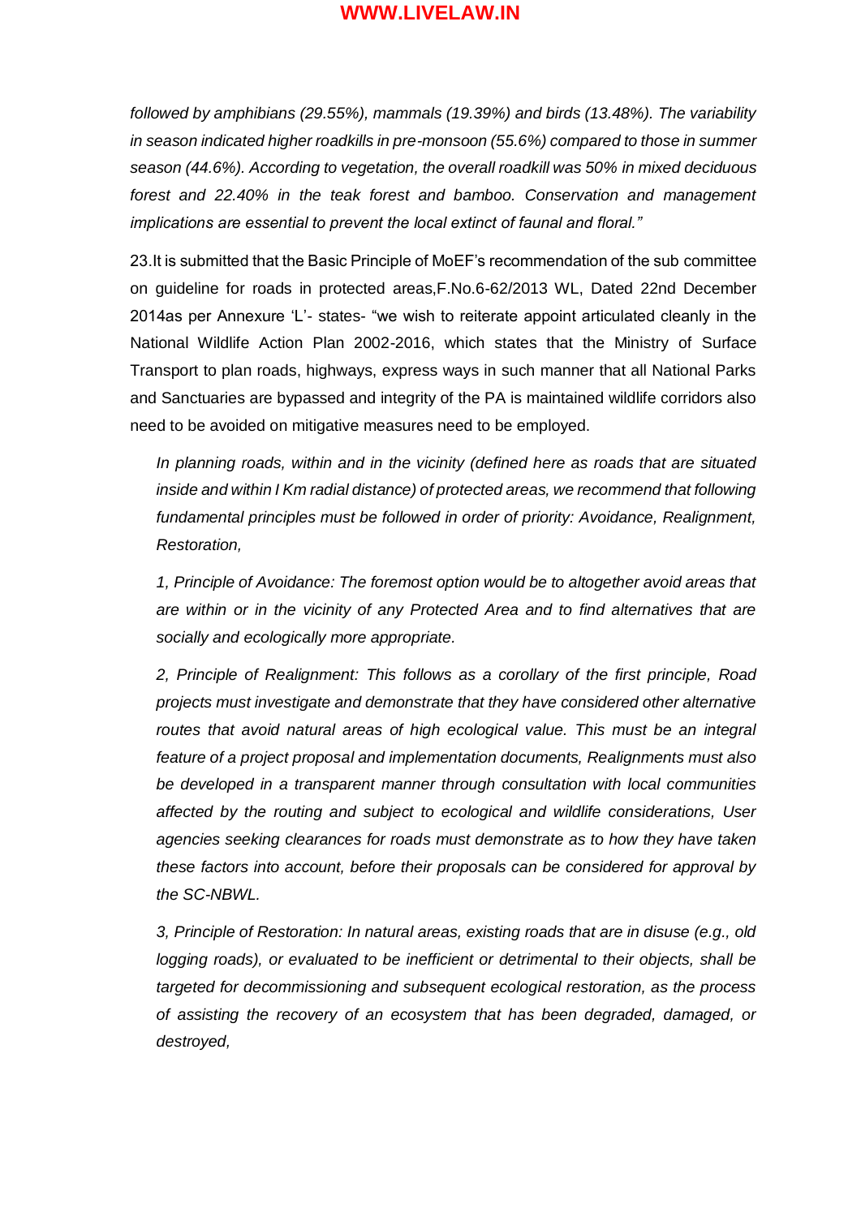*followed by amphibians (29.55%), mammals (19.39%) and birds (13.48%). The variability in season indicated higher roadkills in pre-monsoon (55.6%) compared to those in summer season (44.6%). According to vegetation, the overall roadkill was 50% in mixed deciduous forest and 22.40% in the teak forest and bamboo. Conservation and management implications are essential to prevent the local extinct of faunal and floral."*

23.It is submitted that the Basic Principle of MoEF's recommendation of the sub committee on guideline for roads in protected areas,F.No.6-62/2013 WL, Dated 22nd December 2014as per Annexure 'L'- states- "we wish to reiterate appoint articulated cleanly in the National Wildlife Action Plan 2002-2016, which states that the Ministry of Surface Transport to plan roads, highways, express ways in such manner that all National Parks and Sanctuaries are bypassed and integrity of the PA is maintained wildlife corridors also need to be avoided on mitigative measures need to be employed.

*In planning roads, within and in the vicinity (defined here as roads that are situated inside and within I Km radial distance) of protected areas, we recommend that following fundamental principles must be followed in order of priority: Avoidance, Realignment, Restoration,*

*1, Principle of Avoidance: The foremost option would be to altogether avoid areas that are within or in the vicinity of any Protected Area and to find alternatives that are socially and ecologically more appropriate.*

*2, Principle of Realignment: This follows as a corollary of the first principle, Road projects must investigate and demonstrate that they have considered other alternative routes that avoid natural areas of high ecological value. This must be an integral feature of a project proposal and implementation documents, Realignments must also be developed in a transparent manner through consultation with local communities affected by the routing and subject to ecological and wildlife considerations, User agencies seeking clearances for roads must demonstrate as to how they have taken these factors into account, before their proposals can be considered for approval by the SC-NBWL.*

*3, Principle of Restoration: In natural areas, existing roads that are in disuse (e.g., old logging roads), or evaluated to be inefficient or detrimental to their objects, shall be targeted for decommissioning and subsequent ecological restoration, as the process of assisting the recovery of an ecosystem that has been degraded, damaged, or destroyed,*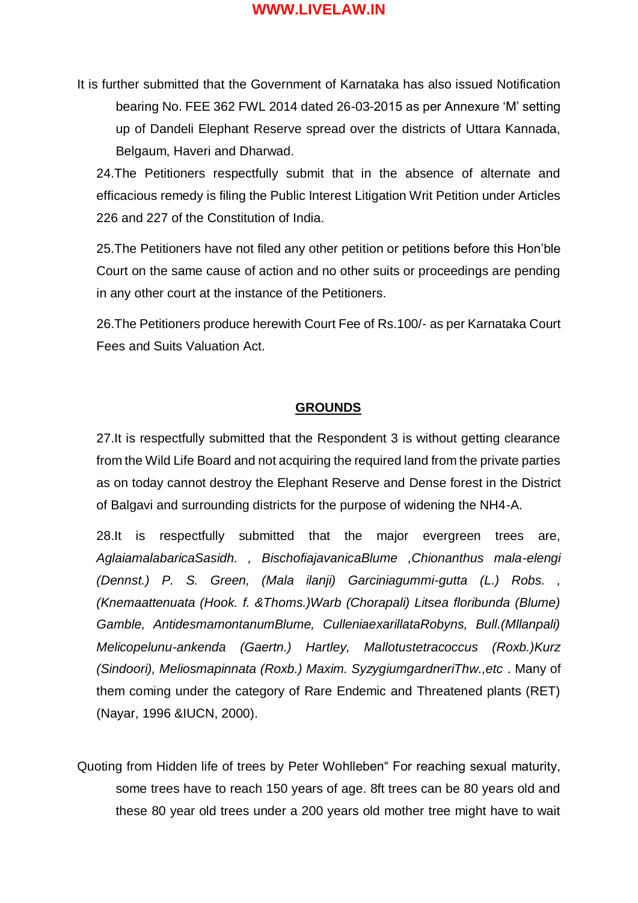It is further submitted that the Government of Karnataka has also issued Notification bearing No. FEE 362 FWL 2014 dated 26-03-2015 as per Annexure 'M' setting up of Dandeli Elephant Reserve spread over the districts of Uttara Kannada, Belgaum, Haveri and Dharwad.

24.The Petitioners respectfully submit that in the absence of alternate and efficacious remedy is filing the Public Interest Litigation Writ Petition under Articles 226 and 227 of the Constitution of India.

25.The Petitioners have not filed any other petition or petitions before this Hon'ble Court on the same cause of action and no other suits or proceedings are pending in any other court at the instance of the Petitioners.

26.The Petitioners produce herewith Court Fee of Rs.100/- as per Karnataka Court Fees and Suits Valuation Act.

## GROUNDS

27.It is respectfully submitted that the Respondent 3 is without getting clearance from the Wild Life Board and not acquiring the required land from the private parties as on today cannot destroy the Elephant Reserve and Dense forest in the District of Balgavi and surrounding districts for the purpose of widening the NH4-A.

28.It is respectfully submitted that the major evergreen trees are, *AglaiamalabaricaSasidh. , BischofiajavanicaBlume ,Chionanthus mala-elengi (Dennst.) P. S. Green, (Mala ilanji) Garciniagummi-gutta (L.) Robs. , (Knemaattenuata (Hook. f. &Thoms.)Warb (Chorapali) Litsea floribunda (Blume) Gamble, AntidesmamontanumBlume, CulleniaexarillataRobyns, Bull.(Mllanpali) Melicopelunu-ankenda (Gaertn.) Hartley, Mallotustetracoccus (Roxb.)Kurz (Sindoori), Meliosmapinnata (Roxb.) Maxim. SyzygiumgardneriThw.,etc* . Many of them coming under the category of Rare Endemic and Threatened plants (RET) (Nayar, 1996 &IUCN, 2000).

Quoting from Hidden life of trees by Peter Wohlleben" For reaching sexual maturity, some trees have to reach 150 years of age. 8ft trees can be 80 years old and these 80 year old trees under a 200 years old mother tree might have to wait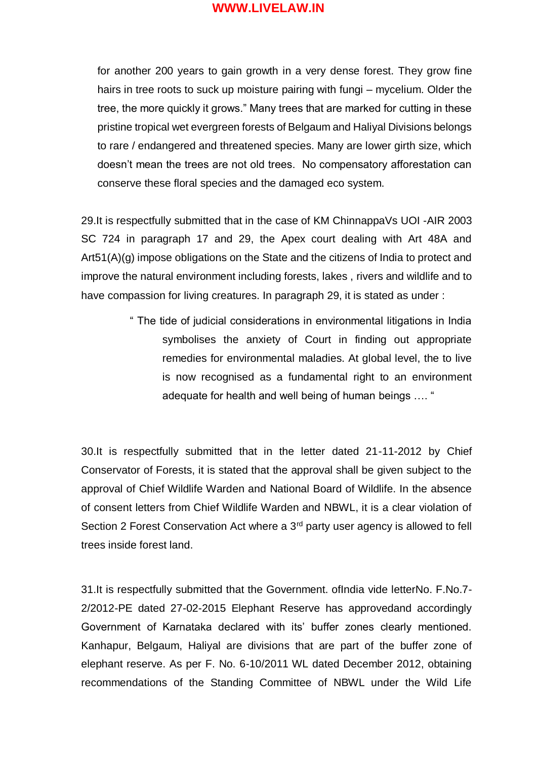for another 200 years to gain growth in a very dense forest. They grow fine hairs in tree roots to suck up moisture pairing with fungi – mycelium. Older the tree, the more quickly it grows." Many trees that are marked for cutting in these pristine tropical wet evergreen forests of Belgaum and Haliyal Divisions belongs to rare / endangered and threatened species. Many are lower girth size, which doesn't mean the trees are not old trees. No compensatory afforestation can conserve these floral species and the damaged eco system.

29.It is respectfully submitted that in the case of KM ChinnappaVs UOI -AIR 2003 SC 724 in paragraph 17 and 29, the Apex court dealing with Art 48A and Art51(A)(g) impose obligations on the State and the citizens of India to protect and improve the natural environment including forests, lakes , rivers and wildlife and to have compassion for living creatures. In paragraph 29, it is stated as under :

> " The tide of judicial considerations in environmental litigations in India symbolises the anxiety of Court in finding out appropriate remedies for environmental maladies. At global level, the to live is now recognised as a fundamental right to an environment adequate for health and well being of human beings …. "

30.It is respectfully submitted that in the letter dated 21-11-2012 by Chief Conservator of Forests, it is stated that the approval shall be given subject to the approval of Chief Wildlife Warden and National Board of Wildlife. In the absence of consent letters from Chief Wildlife Warden and NBWL, it is a clear violation of Section 2 Forest Conservation Act where a 3rd party user agency is allowed to fell trees inside forest land.

31.It is respectfully submitted that the Government. ofIndia vide letterNo. F.No.7-2/2012-PE dated 27-02-2015 Elephant Reserve has approvedand accordingly Government of Karnataka declared with its' buffer zones clearly mentioned. Kanhapur, Belgaum, Haliyal are divisions that are part of the buffer zone of elephant reserve. As per F. No. 6-10/2011 WL dated December 2012, obtaining recommendations of the Standing Committee of NBWL under the Wild Life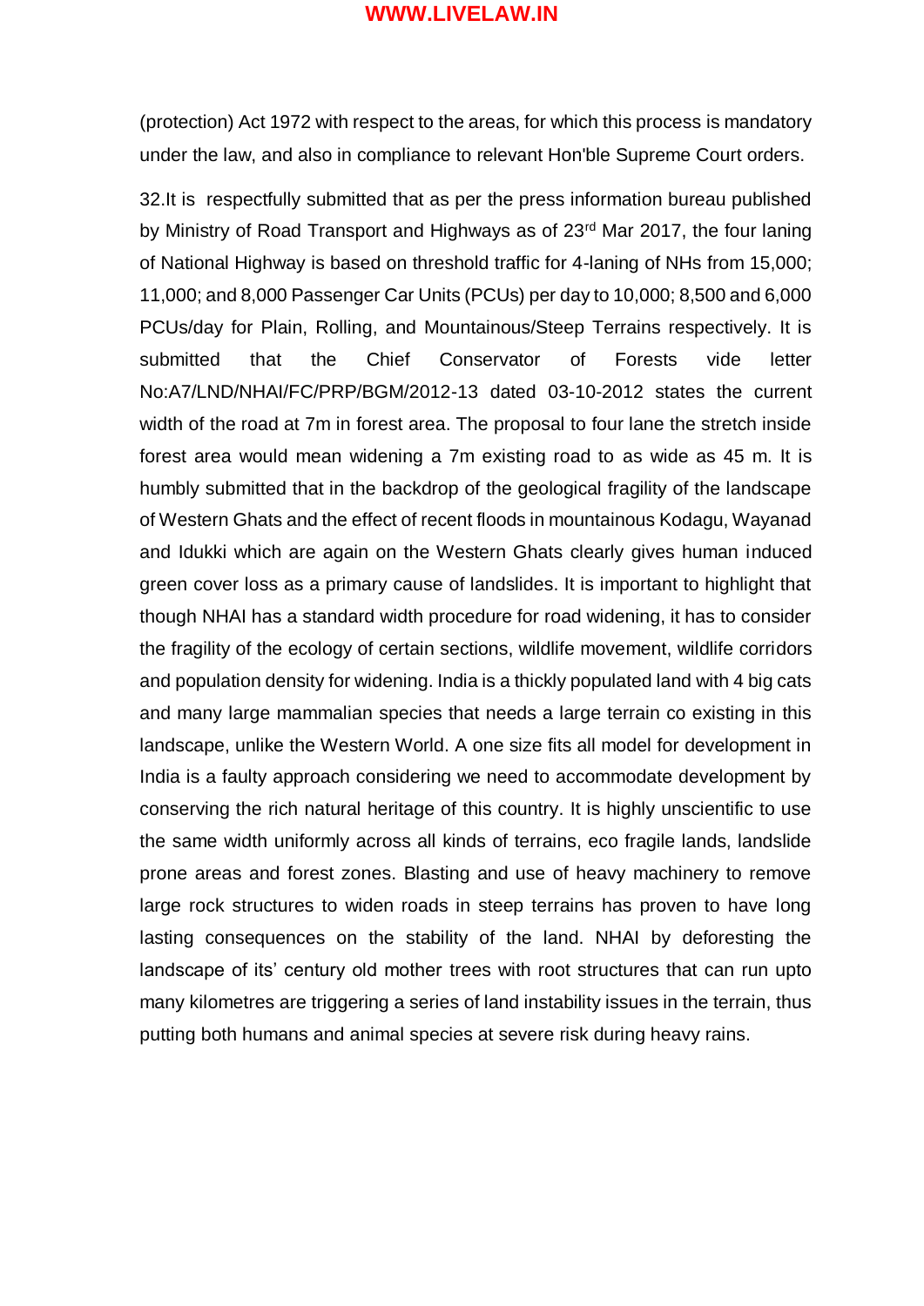(protection) Act 1972 with respect to the areas, for which this process is mandatory under the law, and also in compliance to relevant Hon'ble Supreme Court orders.

32.It is respectfully submitted that as per the press information bureau published by Ministry of Road Transport and Highways as of 23rd Mar 2017, the four laning of National Highway is based on threshold traffic for 4-laning of NHs from 15,000; 11,000; and 8,000 Passenger Car Units (PCUs) per day to 10,000; 8,500 and 6,000 PCUs/day for Plain, Rolling, and Mountainous/Steep Terrains respectively. It is submitted that the Chief Conservator of Forests vide letter No:A7/LND/NHAI/FC/PRP/BGM/2012-13 dated 03-10-2012 states the current width of the road at 7m in forest area. The proposal to four lane the stretch inside forest area would mean widening a 7m existing road to as wide as 45 m. It is humbly submitted that in the backdrop of the geological fragility of the landscape of Western Ghats and the effect of recent floods in mountainous Kodagu, Wayanad and Idukki which are again on the Western Ghats clearly gives human induced green cover loss as a primary cause of landslides. It is important to highlight that though NHAI has a standard width procedure for road widening, it has to consider the fragility of the ecology of certain sections, wildlife movement, wildlife corridors and population density for widening. India is a thickly populated land with 4 big cats and many large mammalian species that needs a large terrain co existing in this landscape, unlike the Western World. A one size fits all model for development in India is a faulty approach considering we need to accommodate development by conserving the rich natural heritage of this country. It is highly unscientific to use the same width uniformly across all kinds of terrains, eco fragile lands, landslide prone areas and forest zones. Blasting and use of heavy machinery to remove large rock structures to widen roads in steep terrains has proven to have long lasting consequences on the stability of the land. NHAI by deforesting the landscape of its' century old mother trees with root structures that can run upto many kilometres are triggering a series of land instability issues in the terrain, thus putting both humans and animal species at severe risk during heavy rains.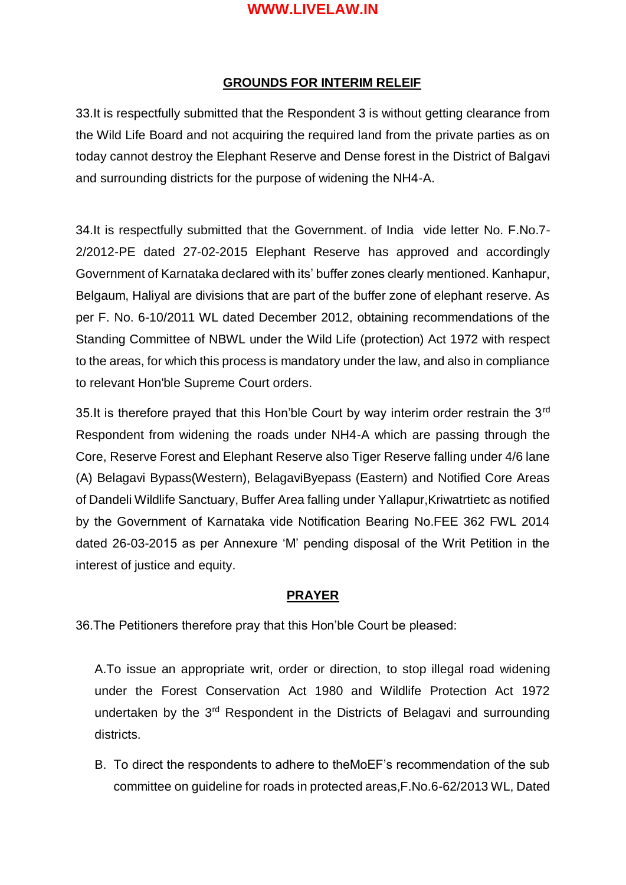## GROUNDS FOR INTERIM RELEIF

33.It is respectfully submitted that the Respondent 3 is without getting clearance from the Wild Life Board and not acquiring the required land from the private parties as on today cannot destroy the Elephant Reserve and Dense forest in the District of Balgavi and surrounding districts for the purpose of widening the NH4-A.

34.It is respectfully submitted that the Government. of India vide letter No. F.No.7-2/2012-PE dated 27-02-2015 Elephant Reserve has approved and accordingly Government of Karnataka declared with its' buffer zones clearly mentioned. Kanhapur, Belgaum, Haliyal are divisions that are part of the buffer zone of elephant reserve. As per F. No. 6-10/2011 WL dated December 2012, obtaining recommendations of the Standing Committee of NBWL under the Wild Life (protection) Act 1972 with respect to the areas, for which this process is mandatory under the law, and also in compliance to relevant Hon'ble Supreme Court orders.

35.It is therefore prayed that this Hon'ble Court by way interim order restrain the 3rd Respondent from widening the roads under NH4-A which are passing through the Core, Reserve Forest and Elephant Reserve also Tiger Reserve falling under 4/6 lane (A) Belagavi Bypass(Western), BelagaviByepass (Eastern) and Notified Core Areas of Dandeli Wildlife Sanctuary, Buffer Area falling under Yallapur,Kriwatrtietc as notified by the Government of Karnataka vide Notification Bearing No.FEE 362 FWL 2014 dated 26-03-2015 as per Annexure 'M' pending disposal of the Writ Petition in the interest of justice and equity.

## PRAYER

36.The Petitioners therefore pray that this Hon'ble Court be pleased:

A. To issue an appropriate writ, order or direction, to stop illegal road widening under the Forest Conservation Act 1980 and Wildlife Protection Act 1972 undertaken by the 3rd Respondent in the Districts of Belagavi and surrounding districts.

B. To direct the respondents to adhere to theMoEF's recommendation of the sub committee on guideline for roads in protected areas,F.No.6-62/2013 WL, Dated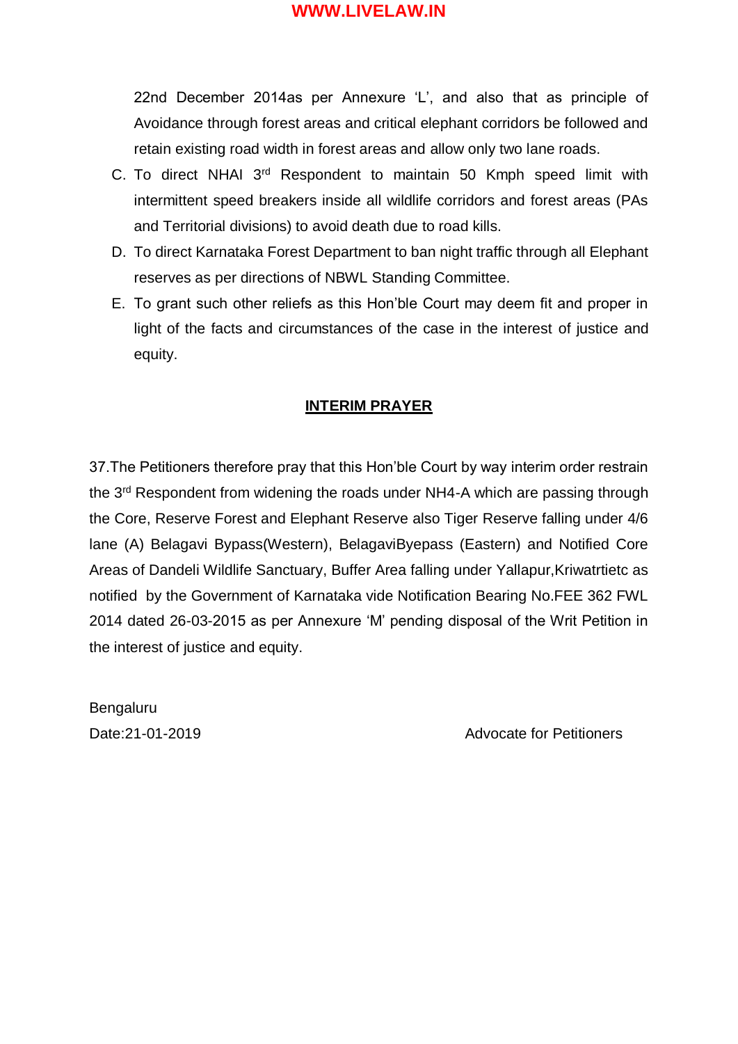22nd December 2014as per Annexure 'L', and also that as principle of Avoidance through forest areas and critical elephant corridors be followed and retain existing road width in forest areas and allow only two lane roads.

C. To direct NHAI 3rd Respondent to maintain 50 Kmph speed limit with intermittent speed breakers inside all wildlife corridors and forest areas (PAs and Territorial divisions) to avoid death due to road kills.

D. To direct Karnataka Forest Department to ban night traffic through all Elephant reserves as per directions of NBWL Standing Committee.

E. To grant such other reliefs as this Hon'ble Court may deem fit and proper in light of the facts and circumstances of the case in the interest of justice and equity.

## INTERIM PRAYER

37.The Petitioners therefore pray that this Hon'ble Court by way interim order restrain the 3rd Respondent from widening the roads under NH4-A which are passing through the Core, Reserve Forest and Elephant Reserve also Tiger Reserve falling under 4/6 lane (A) Belagavi Bypass(Western), BelagaviByepass (Eastern) and Notified Core Areas of Dandeli Wildlife Sanctuary, Buffer Area falling under Yallapur,Kriwatrtietc as notified by the Government of Karnataka vide Notification Bearing No.FEE 362 FWL 2014 dated 26-03-2015 as per Annexure 'M' pending disposal of the Writ Petition in the interest of justice and equity.

Bengaluru

Date:21-01-2019

Advocate for Petitioners